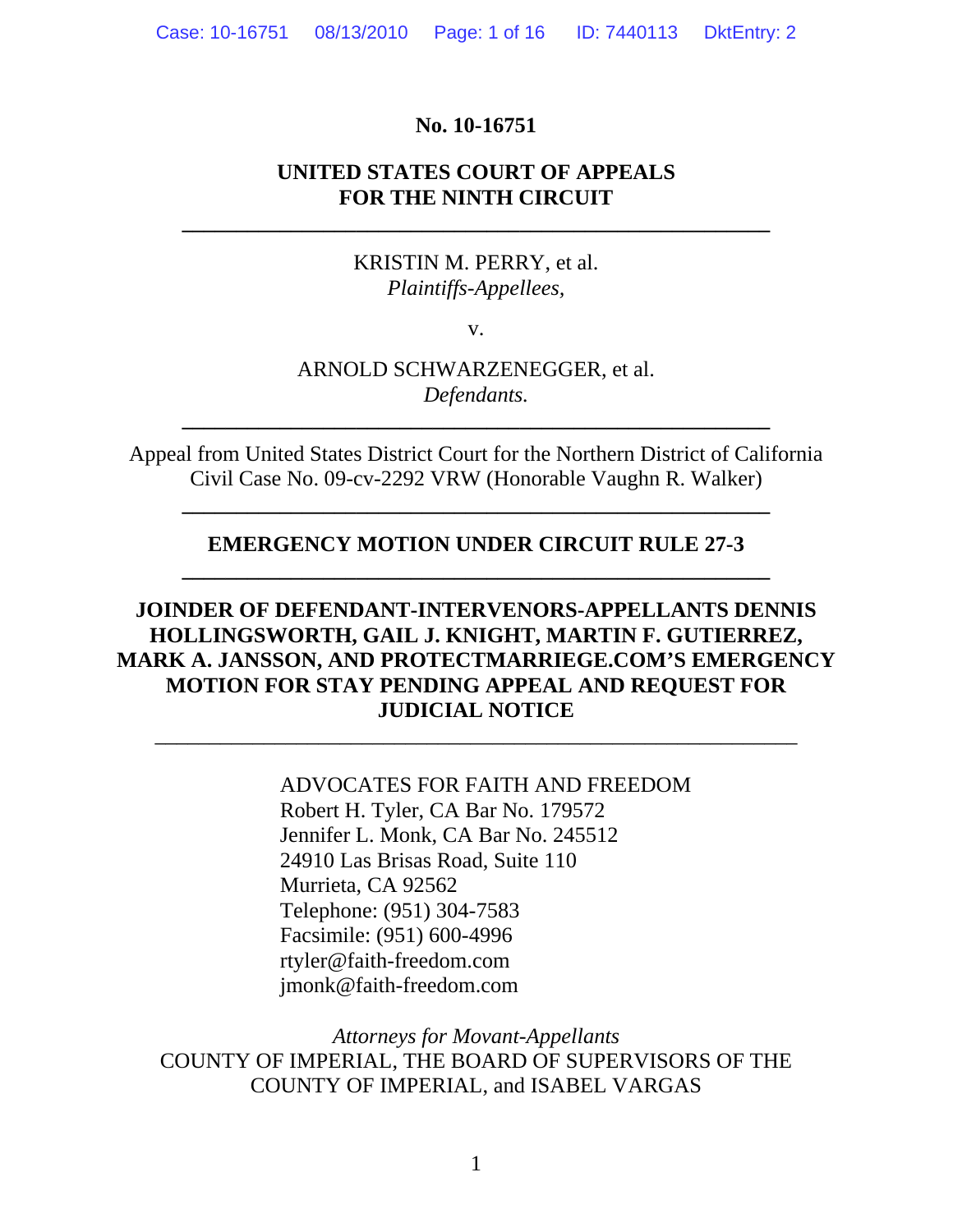**No. 10-16751**

**UNITED STATES COURT OF APPEALS**
**FOR THE NINTH CIRCUIT**

---

KRISTIN M. PERRY, et al.
*Plaintiffs-Appellees,*

v.

ARNOLD SCHWARZENEGGER, et al.
*Defendants.*

---

Appeal from United States District Court for the Northern District of California
Civil Case No. 09-cv-2292 VRW (Honorable Vaughn R. Walker)

---

**EMERGENCY MOTION UNDER CIRCUIT RULE 27-3**

---

**JOINDER OF DEFENDANT-INTERVENORS-APPELLANTS DENNIS HOLLINGSWORTH, GAIL J. KNIGHT, MARTIN F. GUTIERREZ, MARK A. JANSSON, AND PROTECTMARRIEGE.COM'S EMERGENCY MOTION FOR STAY PENDING APPEAL AND REQUEST FOR JUDICIAL NOTICE**

---

ADVOCATES FOR FAITH AND FREEDOM
Robert H. Tyler, CA Bar No. 179572
Jennifer L. Monk, CA Bar No. 245512
24910 Las Brisas Road, Suite 110
Murrieta, CA 92562
Telephone: (951) 304-7583
Facsimile: (951) 600-4996
rtyler@faith-freedom.com
jmonk@faith-freedom.com

*Attorneys for Movant-Appellants*
COUNTY OF IMPERIAL, THE BOARD OF SUPERVISORS OF THE COUNTY OF IMPERIAL, and ISABEL VARGAS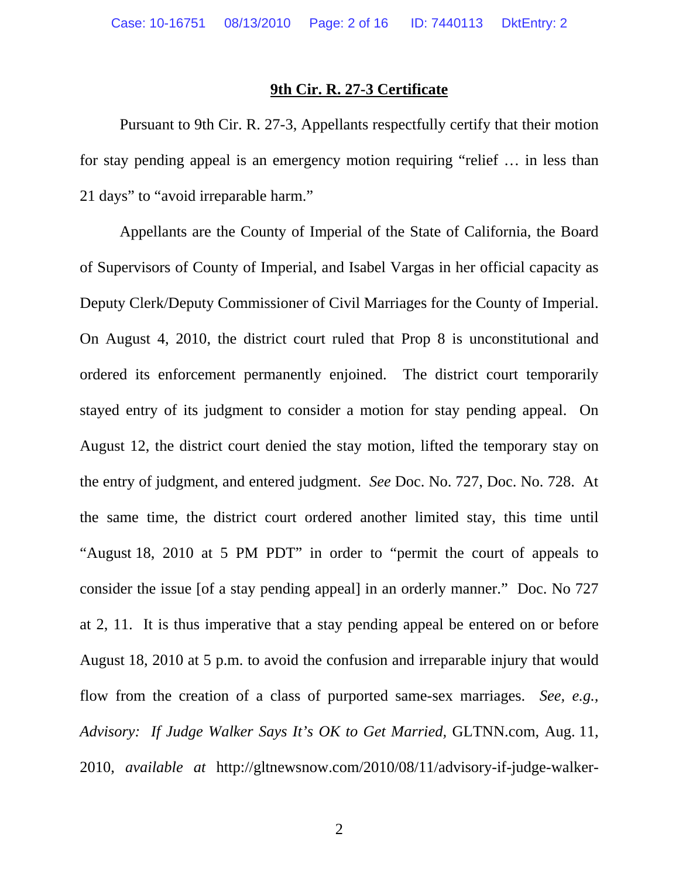## 9th Cir. R. 27-3 Certificate

Pursuant to 9th Cir. R. 27-3, Appellants respectfully certify that their motion for stay pending appeal is an emergency motion requiring "relief … in less than 21 days" to "avoid irreparable harm."

Appellants are the County of Imperial of the State of California, the Board of Supervisors of County of Imperial, and Isabel Vargas in her official capacity as Deputy Clerk/Deputy Commissioner of Civil Marriages for the County of Imperial. On August 4, 2010, the district court ruled that Prop 8 is unconstitutional and ordered its enforcement permanently enjoined. The district court temporarily stayed entry of its judgment to consider a motion for stay pending appeal. On August 12, the district court denied the stay motion, lifted the temporary stay on the entry of judgment, and entered judgment. *See* Doc. No. 727, Doc. No. 728. At the same time, the district court ordered another limited stay, this time until "August 18, 2010 at 5 PM PDT" in order to "permit the court of appeals to consider the issue [of a stay pending appeal] in an orderly manner." Doc. No 727 at 2, 11. It is thus imperative that a stay pending appeal be entered on or before August 18, 2010 at 5 p.m. to avoid the confusion and irreparable injury that would flow from the creation of a class of purported same-sex marriages. *See, e.g., Advisory: If Judge Walker Says It's OK to Get Married*, GLTNN.com, Aug. 11, 2010, *available at* http://gltnewsnow.com/2010/08/11/advisory-if-judge-walker-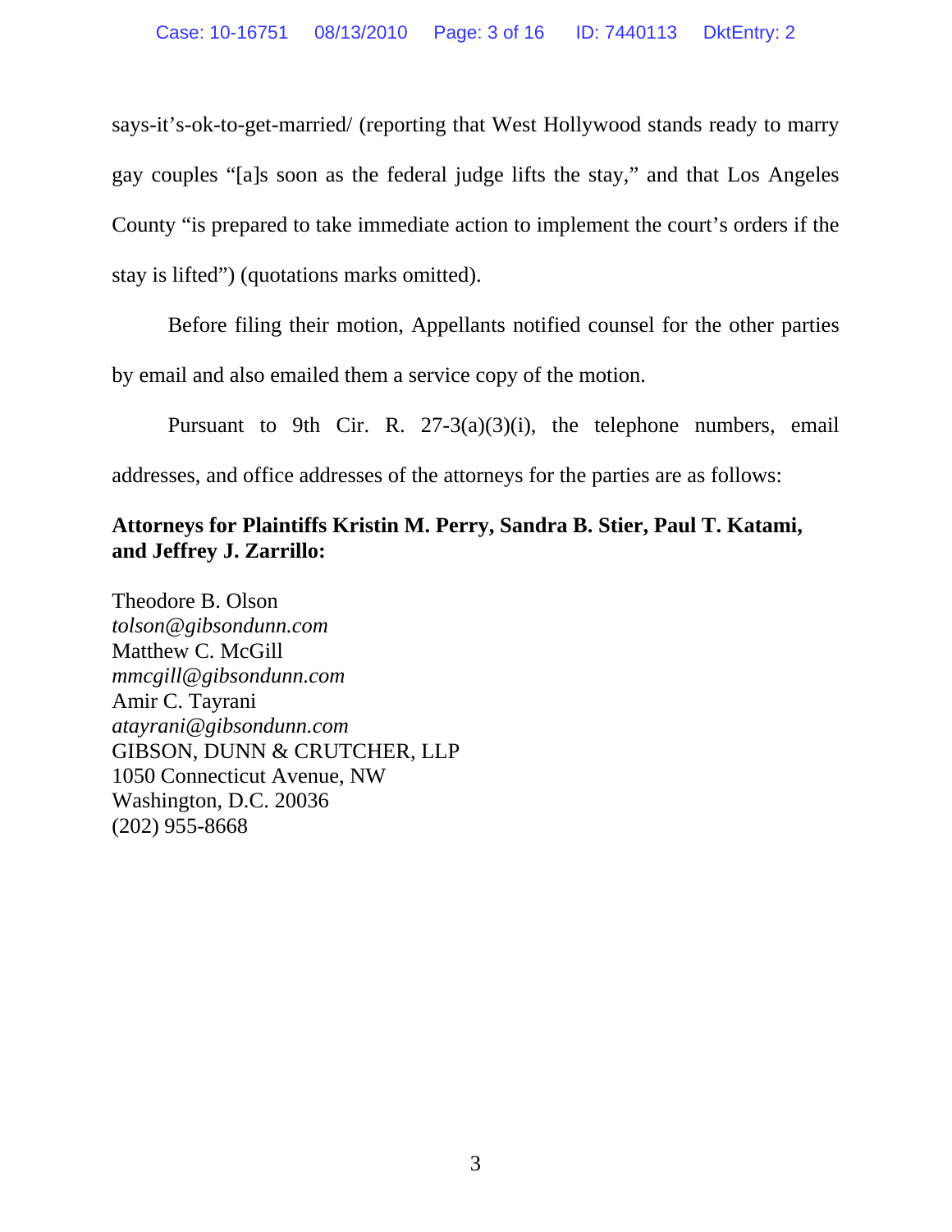says-it's-ok-to-get-married/ (reporting that West Hollywood stands ready to marry gay couples "[a]s soon as the federal judge lifts the stay," and that Los Angeles County "is prepared to take immediate action to implement the court's orders if the stay is lifted") (quotations marks omitted).

Before filing their motion, Appellants notified counsel for the other parties by email and also emailed them a service copy of the motion.

Pursuant to 9th Cir. R. 27-3(a)(3)(i), the telephone numbers, email addresses, and office addresses of the attorneys for the parties are as follows:

**Attorneys for Plaintiffs Kristin M. Perry, Sandra B. Stier, Paul T. Katami, and Jeffrey J. Zarrillo:**

Theodore B. Olson
*tolson@gibsondunn.com*
Matthew C. McGill
*mmcgill@gibsondunn.com*
Amir C. Tayrani
*atayrani@gibsondunn.com*
GIBSON, DUNN & CRUTCHER, LLP
1050 Connecticut Avenue, NW
Washington, D.C. 20036
(202) 955-8668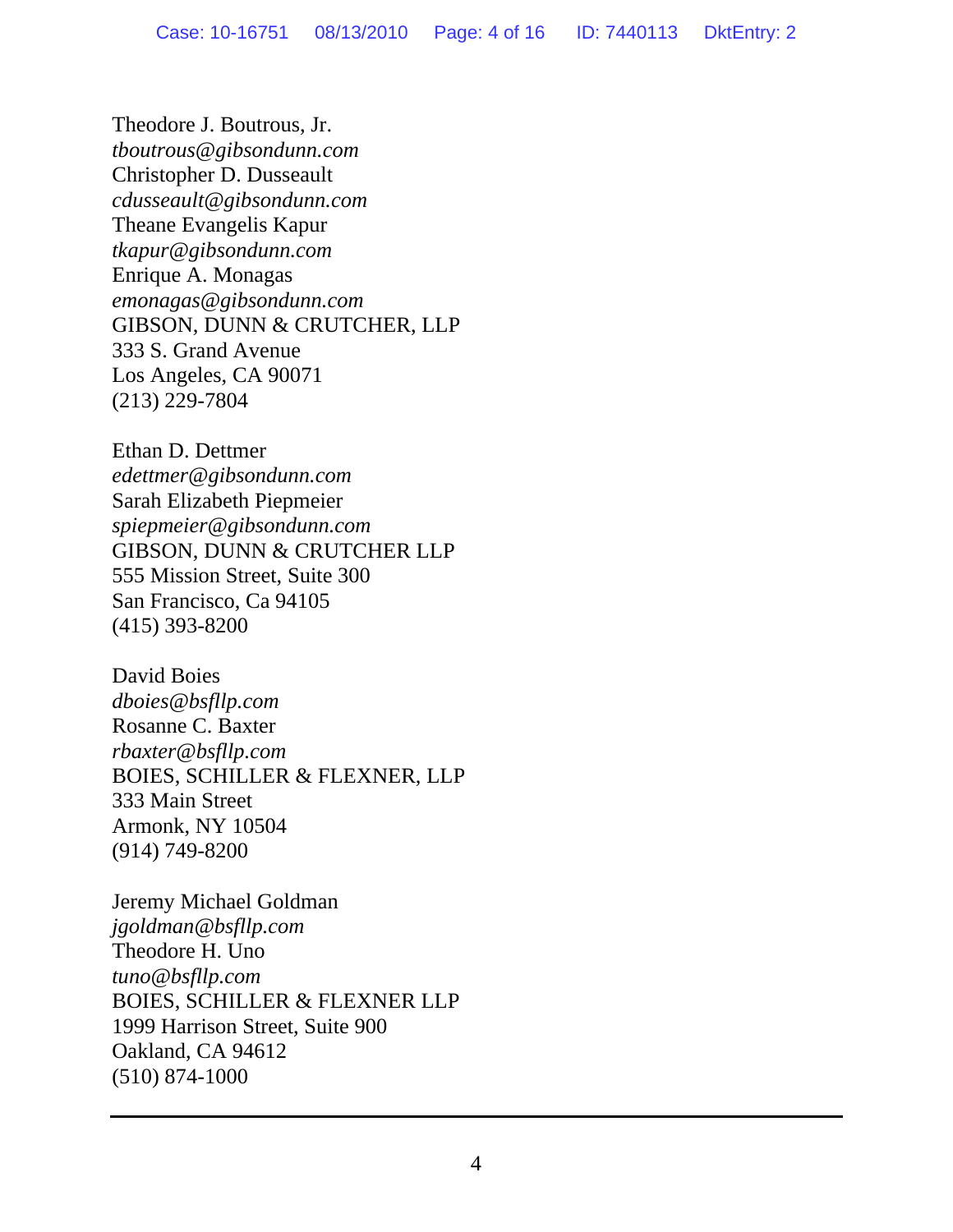Theodore J. Boutrous, Jr.
*tboutrous@gibsondunn.com*
Christopher D. Dusseault
*cdusseault@gibsondunn.com*
Theane Evangelis Kapur
*tkapur@gibsondunn.com*
Enrique A. Monagas
*emonagas@gibsondunn.com*
GIBSON, DUNN & CRUTCHER, LLP
333 S. Grand Avenue
Los Angeles, CA 90071
(213) 229-7804

Ethan D. Dettmer
*edettmer@gibsondunn.com*
Sarah Elizabeth Piepmeier
*spiepmeier@gibsondunn.com*
GIBSON, DUNN & CRUTCHER LLP
555 Mission Street, Suite 300
San Francisco, Ca 94105
(415) 393-8200

David Boies
*dboies@bsfllp.com*
Rosanne C. Baxter
*rbaxter@bsfllp.com*
BOIES, SCHILLER & FLEXNER, LLP
333 Main Street
Armonk, NY 10504
(914) 749-8200

Jeremy Michael Goldman
*jgoldman@bsfllp.com*
Theodore H. Uno
*tuno@bsfllp.com*
BOIES, SCHILLER & FLEXNER LLP
1999 Harrison Street, Suite 900
Oakland, CA 94612
(510) 874-1000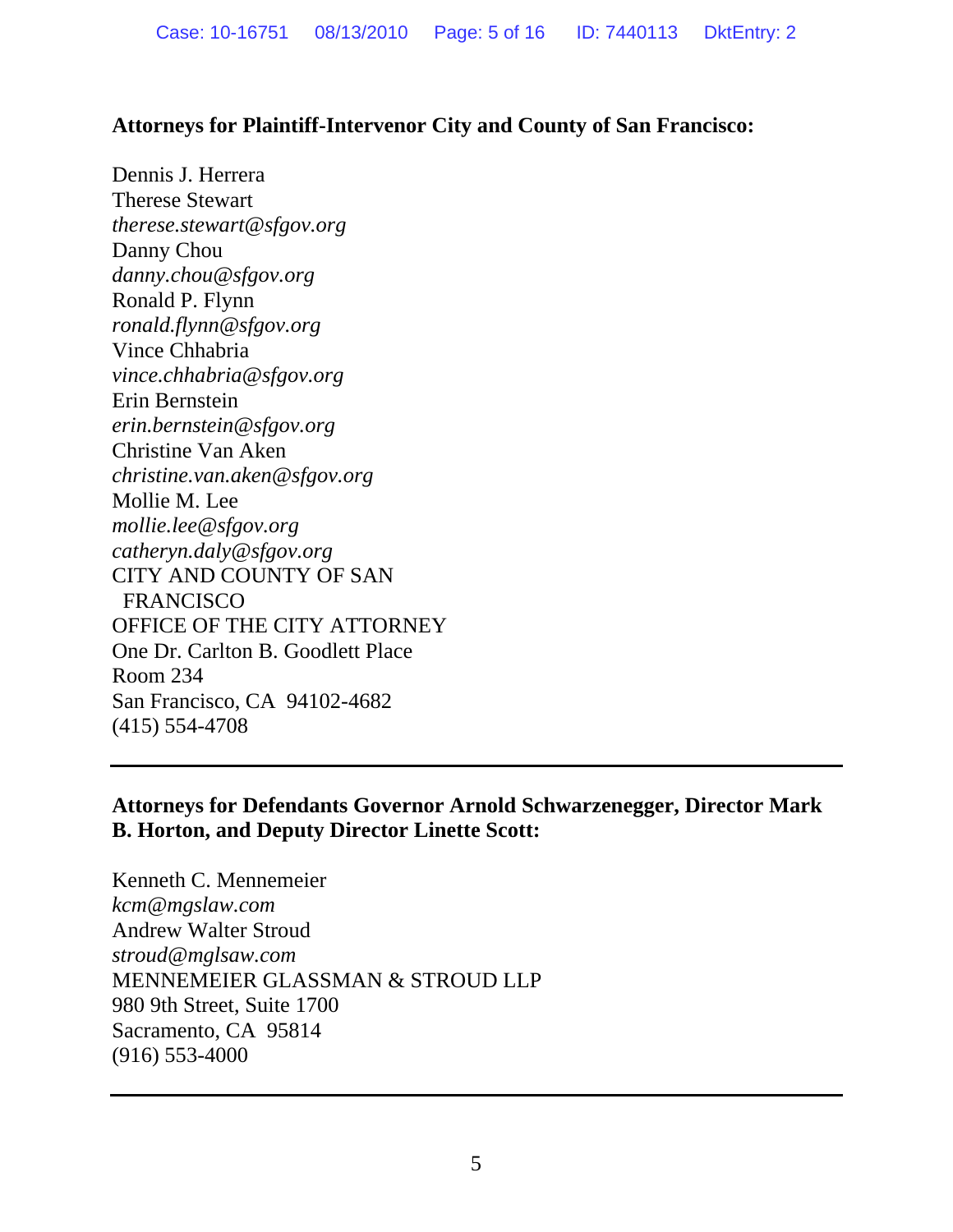**Attorneys for Plaintiff-Intervenor City and County of San Francisco:**

Dennis J. Herrera
Therese Stewart
*therese.stewart@sfgov.org*
Danny Chou
*danny.chou@sfgov.org*
Ronald P. Flynn
*ronald.flynn@sfgov.org*
Vince Chhabria
*vince.chhabria@sfgov.org*
Erin Bernstein
*erin.bernstein@sfgov.org*
Christine Van Aken
*christine.van.aken@sfgov.org*
Mollie M. Lee
*mollie.lee@sfgov.org*
*catheryn.daly@sfgov.org*
CITY AND COUNTY OF SAN FRANCISCO
OFFICE OF THE CITY ATTORNEY
One Dr. Carlton B. Goodlett Place
Room 234
San Francisco, CA 94102-4682
(415) 554-4708

---

**Attorneys for Defendants Governor Arnold Schwarzenegger, Director Mark B. Horton, and Deputy Director Linette Scott:**

Kenneth C. Mennemeier
*kcm@mgslaw.com*
Andrew Walter Stroud
*stroud@mglsaw.com*
MENNEMEIER GLASSMAN & STROUD LLP
980 9th Street, Suite 1700
Sacramento, CA 95814
(916) 553-4000

---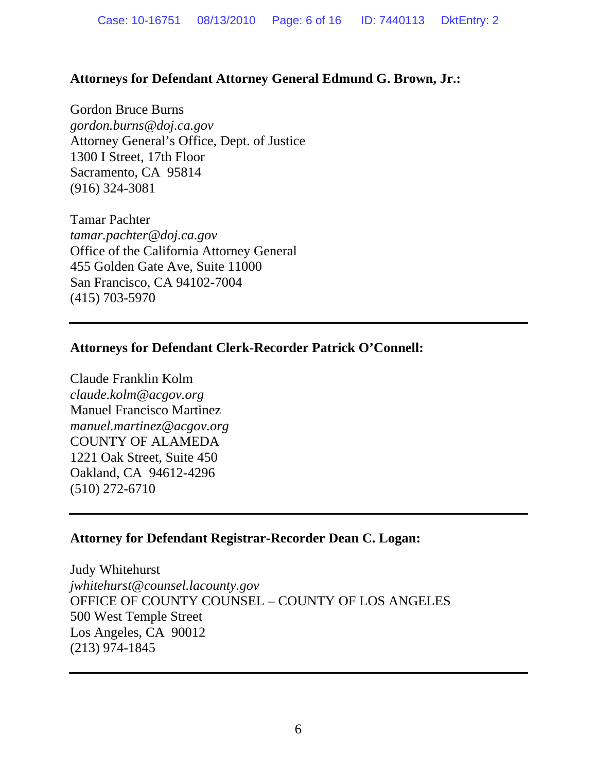**Attorneys for Defendant Attorney General Edmund G. Brown, Jr.:**

Gordon Bruce Burns  
*gordon.burns@doj.ca.gov*  
Attorney General's Office, Dept. of Justice  
1300 I Street, 17th Floor  
Sacramento, CA 95814  
(916) 324-3081

Tamar Pachter  
*tamar.pachter@doj.ca.gov*  
Office of the California Attorney General  
455 Golden Gate Ave, Suite 11000  
San Francisco, CA 94102-7004  
(415) 703-5970

---

**Attorneys for Defendant Clerk-Recorder Patrick O'Connell:**

Claude Franklin Kolm  
*claude.kolm@acgov.org*  
Manuel Francisco Martinez  
*manuel.martinez@acgov.org*  
COUNTY OF ALAMEDA  
1221 Oak Street, Suite 450  
Oakland, CA 94612-4296  
(510) 272-6710

---

**Attorney for Defendant Registrar-Recorder Dean C. Logan:**

Judy Whitehurst  
*jwhitehurst@counsel.lacounty.gov*  
OFFICE OF COUNTY COUNSEL – COUNTY OF LOS ANGELES  
500 West Temple Street  
Los Angeles, CA 90012  
(213) 974-1845

---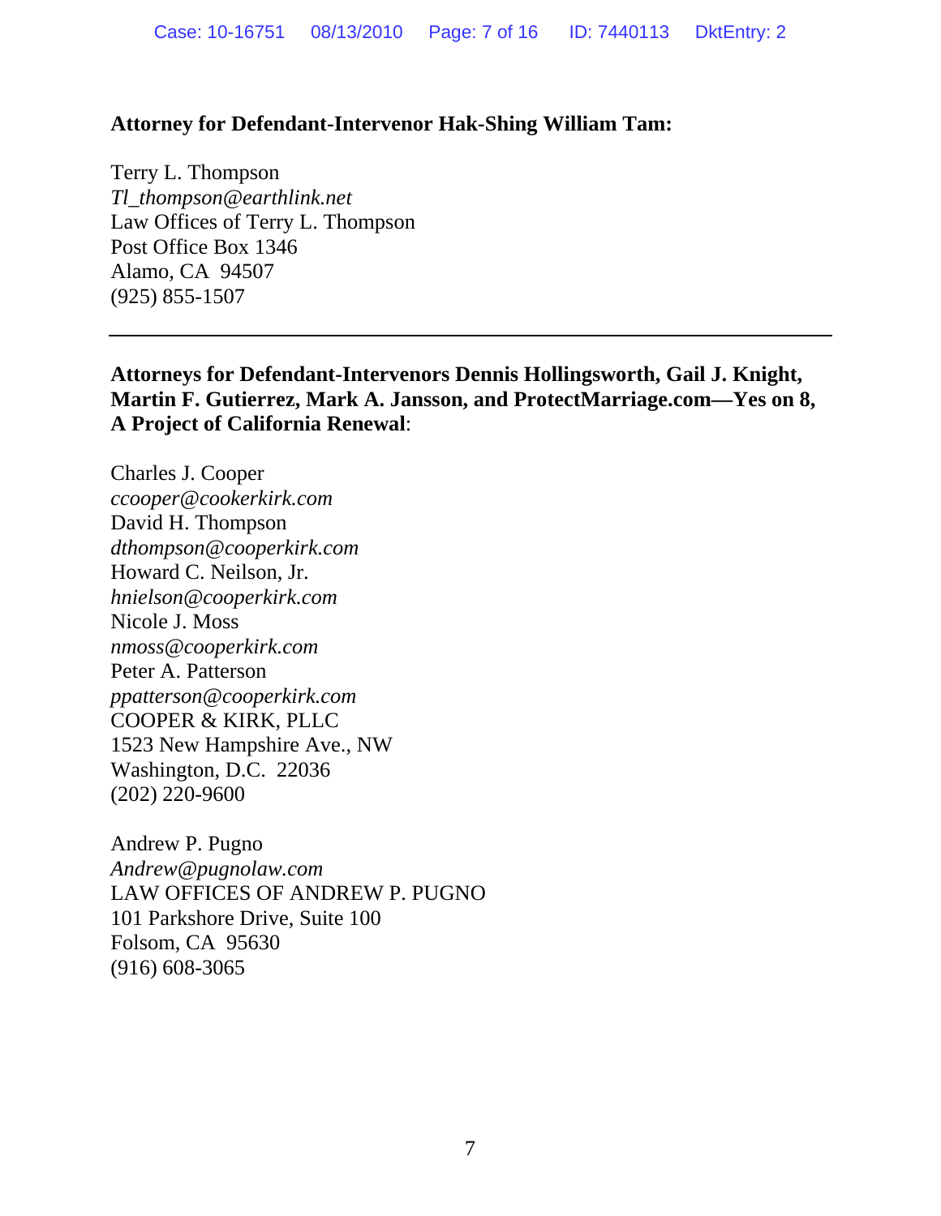**Attorney for Defendant-Intervenor Hak-Shing William Tam:**

Terry L. Thompson
*Tl_thompson@earthlink.net*
Law Offices of Terry L. Thompson
Post Office Box 1346
Alamo, CA 94507
(925) 855-1507

---

**Attorneys for Defendant-Intervenors Dennis Hollingsworth, Gail J. Knight, Martin F. Gutierrez, Mark A. Jansson, and ProtectMarriage.com—Yes on 8, A Project of California Renewal**:

Charles J. Cooper
*ccooper@cookerkirk.com*
David H. Thompson
*dthompson@cooperkirk.com*
Howard C. Neilson, Jr.
*hnielson@cooperkirk.com*
Nicole J. Moss
*nmoss@cooperkirk.com*
Peter A. Patterson
*ppatterson@cooperkirk.com*
COOPER & KIRK, PLLC
1523 New Hampshire Ave., NW
Washington, D.C. 22036
(202) 220-9600

Andrew P. Pugno
*Andrew@pugnolaw.com*
LAW OFFICES OF ANDREW P. PUGNO
101 Parkshore Drive, Suite 100
Folsom, CA 95630
(916) 608-3065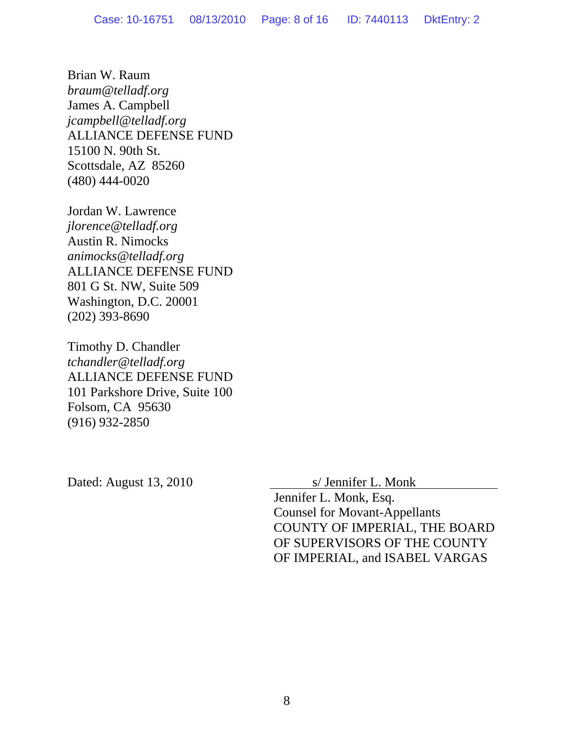Brian W. Raum
*braum@telladf.org*
James A. Campbell
*jcampbell@telladf.org*
ALLIANCE DEFENSE FUND
15100 N. 90th St.
Scottsdale, AZ 85260
(480) 444-0020

Jordan W. Lawrence
*jlorence@telladf.org*
Austin R. Nimocks
*animocks@telladf.org*
ALLIANCE DEFENSE FUND
801 G St. NW, Suite 509
Washington, D.C. 20001
(202) 393-8690

Timothy D. Chandler
*tchandler@telladf.org*
ALLIANCE DEFENSE FUND
101 Parkshore Drive, Suite 100
Folsom, CA 95630
(916) 932-2850

Dated: August 13, 2010

s/ Jennifer L. Monk
Jennifer L. Monk, Esq.
Counsel for Movant-Appellants
COUNTY OF IMPERIAL, THE BOARD OF SUPERVISORS OF THE COUNTY OF IMPERIAL, and ISABEL VARGAS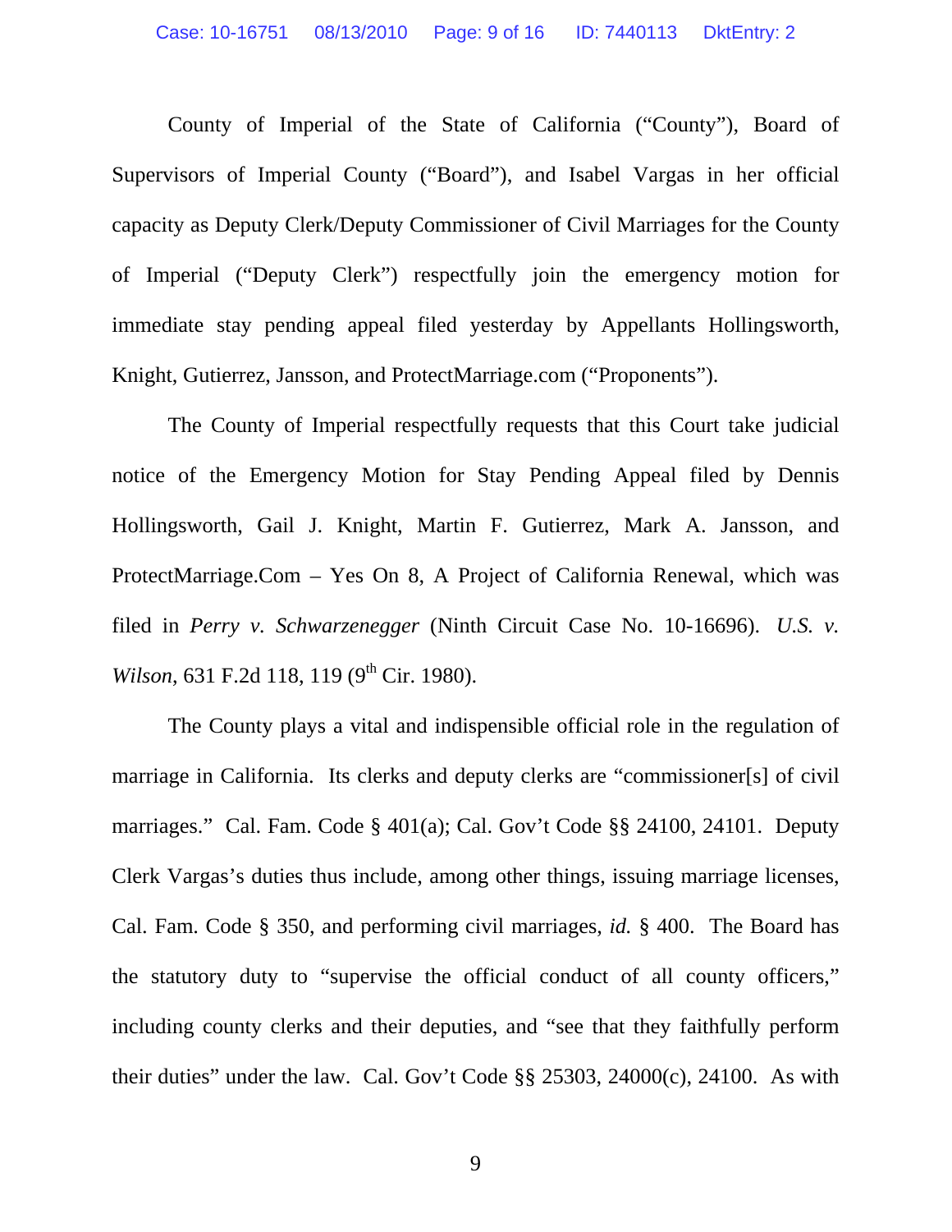County of Imperial of the State of California ("County"), Board of Supervisors of Imperial County ("Board"), and Isabel Vargas in her official capacity as Deputy Clerk/Deputy Commissioner of Civil Marriages for the County of Imperial ("Deputy Clerk") respectfully join the emergency motion for immediate stay pending appeal filed yesterday by Appellants Hollingsworth, Knight, Gutierrez, Jansson, and ProtectMarriage.com ("Proponents").

The County of Imperial respectfully requests that this Court take judicial notice of the Emergency Motion for Stay Pending Appeal filed by Dennis Hollingsworth, Gail J. Knight, Martin F. Gutierrez, Mark A. Jansson, and ProtectMarriage.Com – Yes On 8, A Project of California Renewal, which was filed in *Perry v. Schwarzenegger* (Ninth Circuit Case No. 10-16696). *U.S. v. Wilson*, 631 F.2d 118, 119 (9th Cir. 1980).

The County plays a vital and indispensible official role in the regulation of marriage in California. Its clerks and deputy clerks are "commissioner[s] of civil marriages." Cal. Fam. Code § 401(a); Cal. Gov't Code §§ 24100, 24101. Deputy Clerk Vargas's duties thus include, among other things, issuing marriage licenses, Cal. Fam. Code § 350, and performing civil marriages, *id.* § 400. The Board has the statutory duty to "supervise the official conduct of all county officers," including county clerks and their deputies, and "see that they faithfully perform their duties" under the law. Cal. Gov't Code §§ 25303, 24000(c), 24100. As with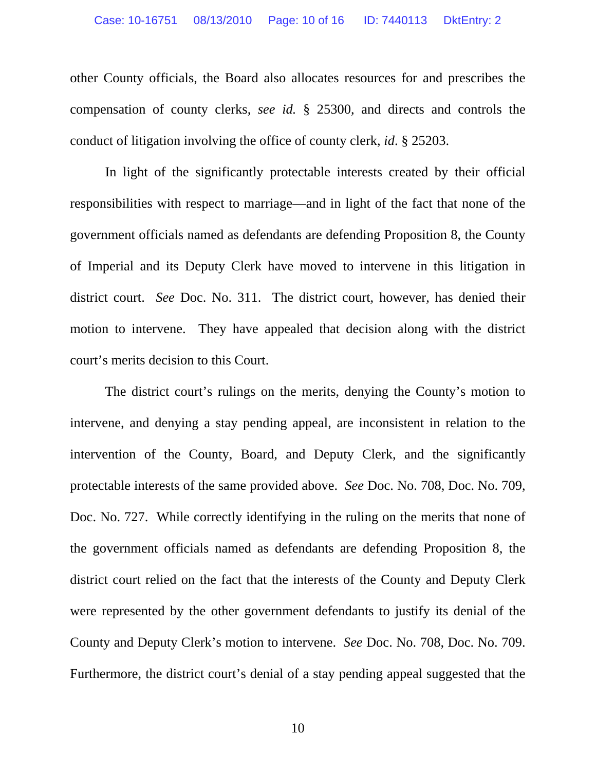other County officials, the Board also allocates resources for and prescribes the compensation of county clerks, *see id.* § 25300, and directs and controls the conduct of litigation involving the office of county clerk, *id*. § 25203.

In light of the significantly protectable interests created by their official responsibilities with respect to marriage—and in light of the fact that none of the government officials named as defendants are defending Proposition 8, the County of Imperial and its Deputy Clerk have moved to intervene in this litigation in district court. *See* Doc. No. 311. The district court, however, has denied their motion to intervene. They have appealed that decision along with the district court's merits decision to this Court.

The district court's rulings on the merits, denying the County's motion to intervene, and denying a stay pending appeal, are inconsistent in relation to the intervention of the County, Board, and Deputy Clerk, and the significantly protectable interests of the same provided above. *See* Doc. No. 708, Doc. No. 709, Doc. No. 727. While correctly identifying in the ruling on the merits that none of the government officials named as defendants are defending Proposition 8, the district court relied on the fact that the interests of the County and Deputy Clerk were represented by the other government defendants to justify its denial of the County and Deputy Clerk's motion to intervene. *See* Doc. No. 708, Doc. No. 709. Furthermore, the district court's denial of a stay pending appeal suggested that the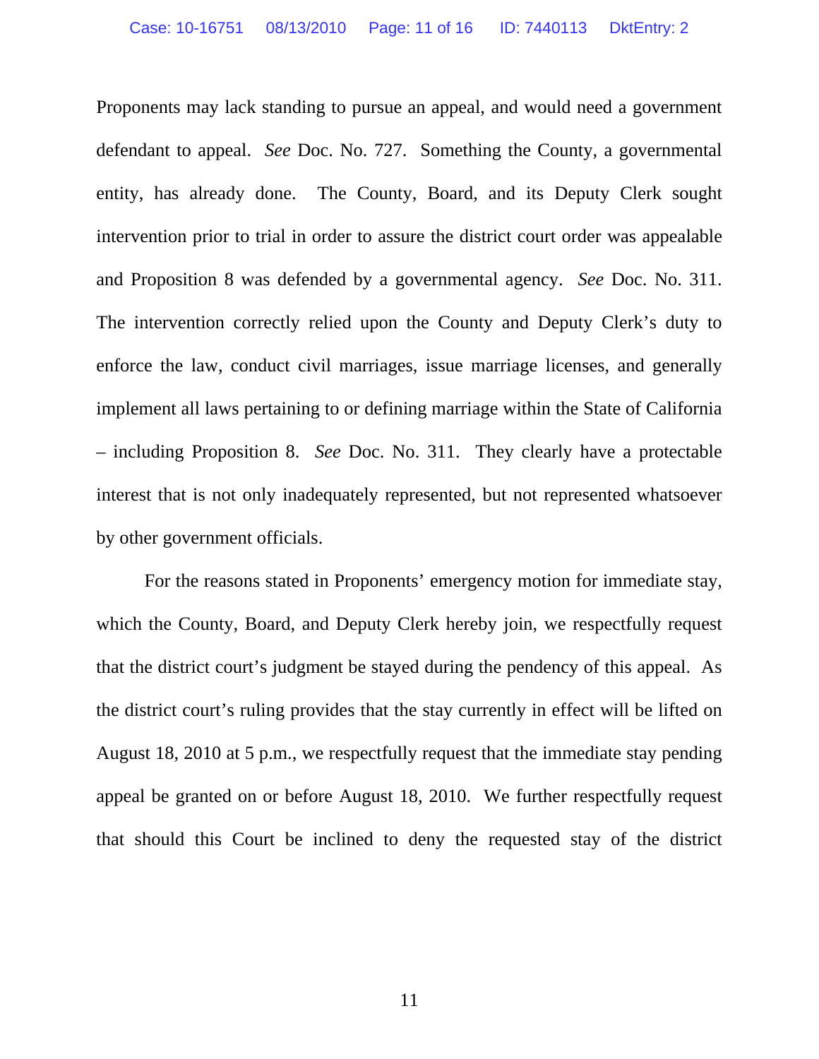Proponents may lack standing to pursue an appeal, and would need a government defendant to appeal. *See* Doc. No. 727. Something the County, a governmental entity, has already done. The County, Board, and its Deputy Clerk sought intervention prior to trial in order to assure the district court order was appealable and Proposition 8 was defended by a governmental agency. *See* Doc. No. 311. The intervention correctly relied upon the County and Deputy Clerk's duty to enforce the law, conduct civil marriages, issue marriage licenses, and generally implement all laws pertaining to or defining marriage within the State of California – including Proposition 8. *See* Doc. No. 311. They clearly have a protectable interest that is not only inadequately represented, but not represented whatsoever by other government officials.

For the reasons stated in Proponents' emergency motion for immediate stay, which the County, Board, and Deputy Clerk hereby join, we respectfully request that the district court's judgment be stayed during the pendency of this appeal. As the district court's ruling provides that the stay currently in effect will be lifted on August 18, 2010 at 5 p.m., we respectfully request that the immediate stay pending appeal be granted on or before August 18, 2010. We further respectfully request that should this Court be inclined to deny the requested stay of the district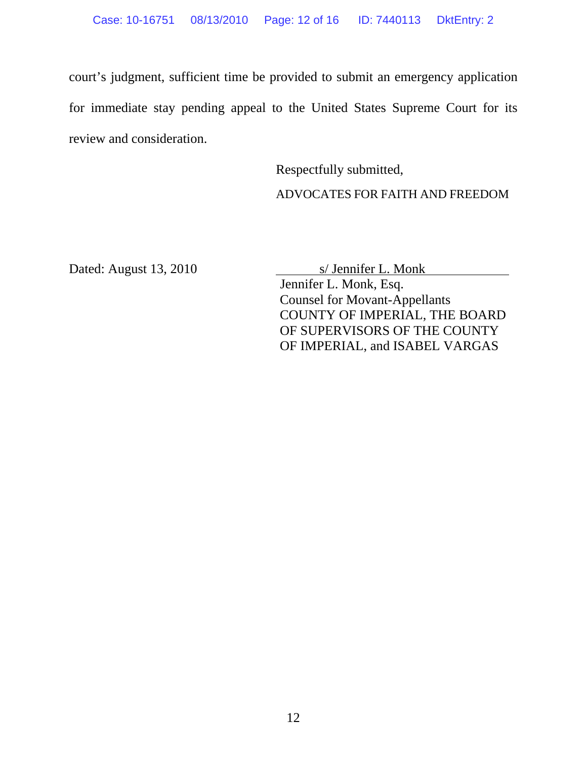court's judgment, sufficient time be provided to submit an emergency application for immediate stay pending appeal to the United States Supreme Court for its review and consideration.

Respectfully submitted,

ADVOCATES FOR FAITH AND FREEDOM

Dated: August 13, 2010

s/ Jennifer L. Monk

Jennifer L. Monk, Esq.
Counsel for Movant-Appellants
COUNTY OF IMPERIAL, THE BOARD OF SUPERVISORS OF THE COUNTY OF IMPERIAL, and ISABEL VARGAS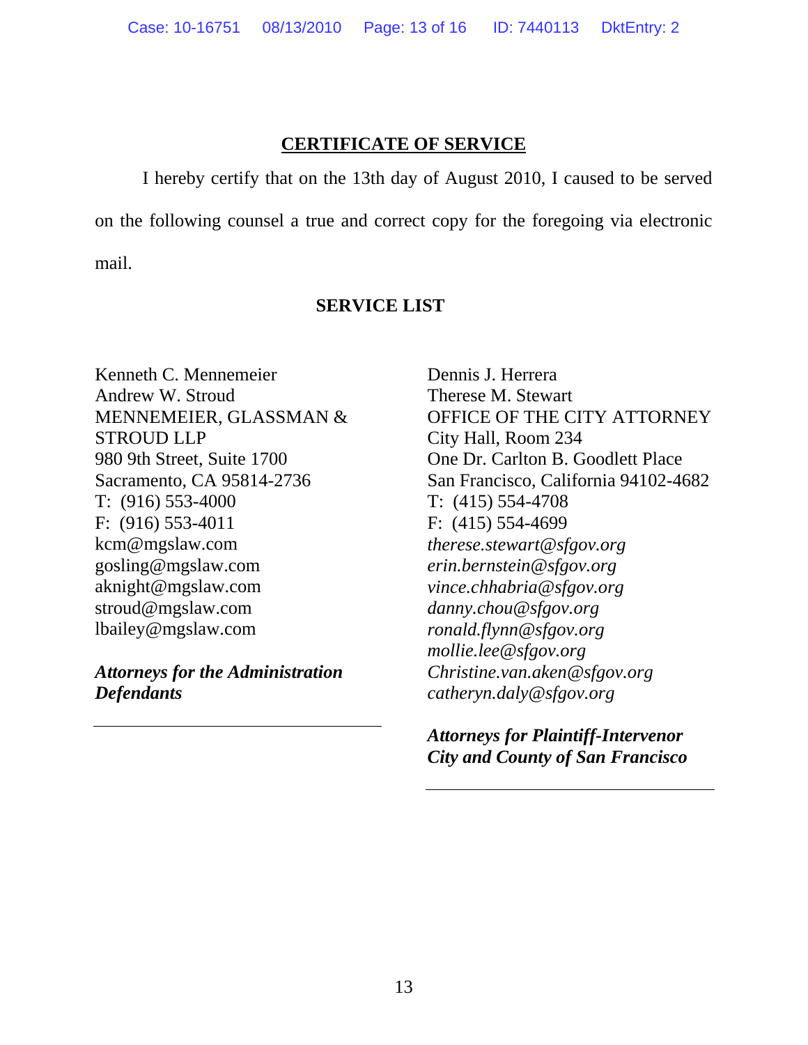## CERTIFICATE OF SERVICE

I hereby certify that on the 13th day of August 2010, I caused to be served on the following counsel a true and correct copy for the foregoing via electronic mail.

### SERVICE LIST

Kenneth C. Mennemeier
Andrew W. Stroud
MENNEMEIER, GLASSMAN & STROUD LLP
980 9th Street, Suite 1700
Sacramento, CA 95814-2736
T: (916) 553-4000
F: (916) 553-4011
kcm@mgslaw.com
gosling@mgslaw.com
aknight@mgslaw.com
stroud@mgslaw.com
lbailey@mgslaw.com

***Attorneys for the Administration Defendants***

---

Dennis J. Herrera
Therese M. Stewart
OFFICE OF THE CITY ATTORNEY
City Hall, Room 234
One Dr. Carlton B. Goodlett Place
San Francisco, California 94102-4682
T: (415) 554-4708
F: (415) 554-4699
*therese.stewart@sfgov.org*
*erin.bernstein@sfgov.org*
*vince.chhabria@sfgov.org*
*danny.chou@sfgov.org*
*ronald.flynn@sfgov.org*
*mollie.lee@sfgov.org*
*Christine.van.aken@sfgov.org*
*catheryn.daly@sfgov.org*

***Attorneys for Plaintiff-Intervenor City and County of San Francisco***

---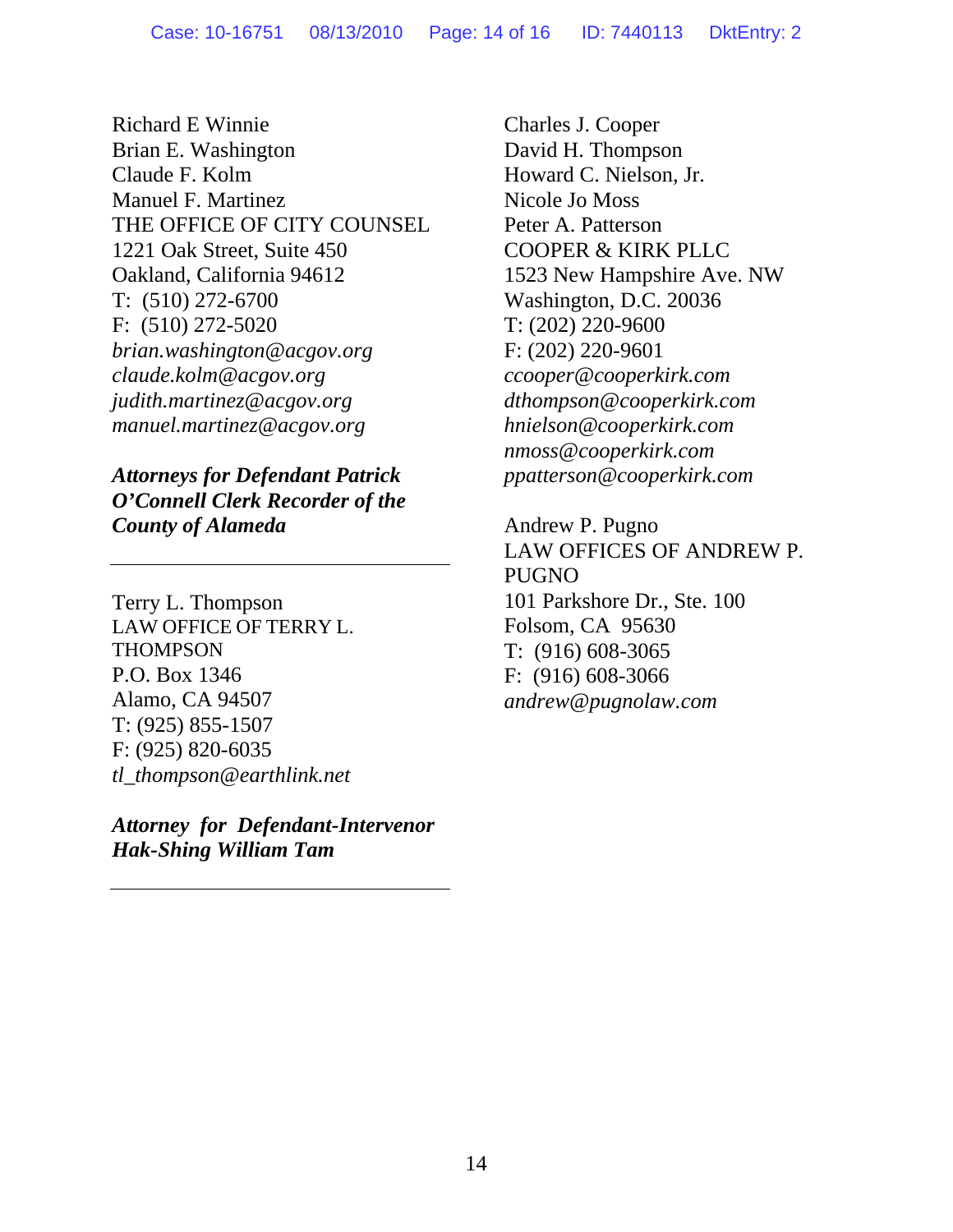Richard E Winnie
Brian E. Washington
Claude F. Kolm
Manuel F. Martinez
THE OFFICE OF CITY COUNSEL
1221 Oak Street, Suite 450
Oakland, California 94612
T: (510) 272-6700
F: (510) 272-5020
*brian.washington@acgov.org*
*claude.kolm@acgov.org*
*judith.martinez@acgov.org*
*manuel.martinez@acgov.org*

***Attorneys for Defendant Patrick O'Connell Clerk Recorder of the County of Alameda***

---

Terry L. Thompson
LAW OFFICE OF TERRY L. THOMPSON
P.O. Box 1346
Alamo, CA 94507
T: (925) 855-1507
F: (925) 820-6035
*tl_thompson@earthlink.net*

***Attorney for Defendant-Intervenor Hak-Shing William Tam***

---

Charles J. Cooper
David H. Thompson
Howard C. Nielson, Jr.
Nicole Jo Moss
Peter A. Patterson
COOPER & KIRK PLLC
1523 New Hampshire Ave. NW
Washington, D.C. 20036
T: (202) 220-9600
F: (202) 220-9601
*ccooper@cooperkirk.com*
*dthompson@cooperkirk.com*
*hnielson@cooperkirk.com*
*nmoss@cooperkirk.com*
*ppatterson@cooperkirk.com*

Andrew P. Pugno
LAW OFFICES OF ANDREW P. PUGNO
101 Parkshore Dr., Ste. 100
Folsom, CA 95630
T: (916) 608-3065
F: (916) 608-3066
*andrew@pugnolaw.com*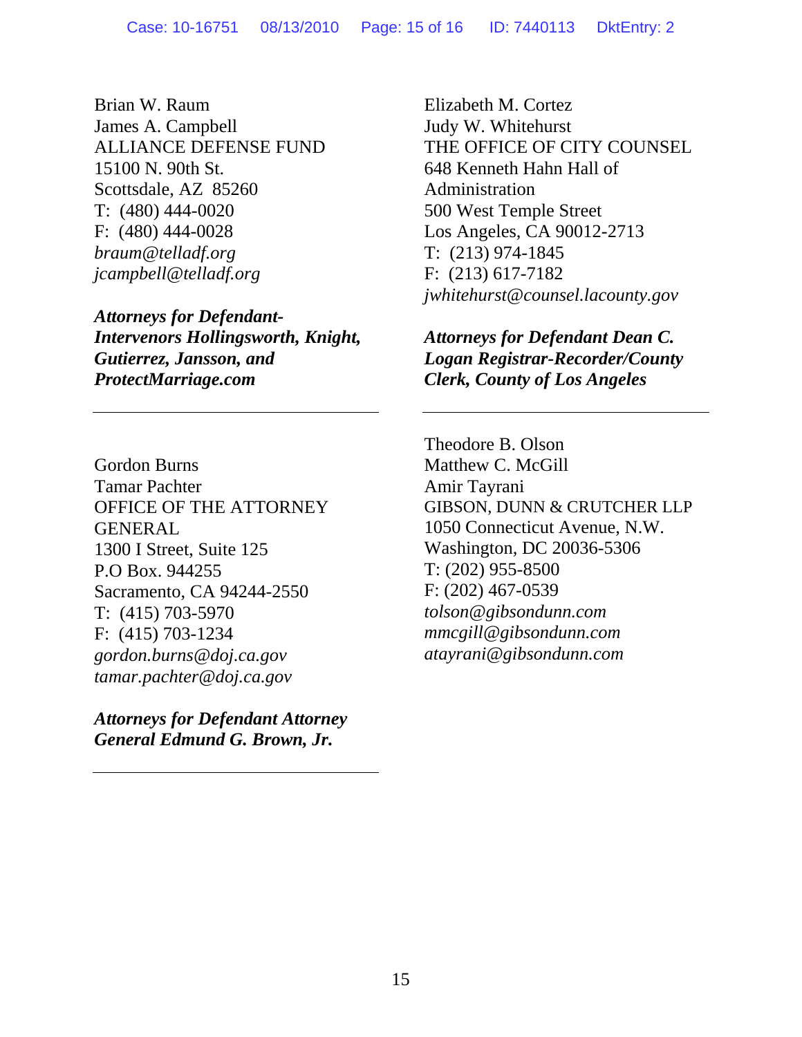Brian W. Raum
James A. Campbell
ALLIANCE DEFENSE FUND
15100 N. 90th St.
Scottsdale, AZ 85260
T: (480) 444-0020
F: (480) 444-0028
*braum@telladf.org*
*jcampbell@telladf.org*

***Attorneys for Defendant-Intervenors Hollingsworth, Knight, Gutierrez, Jansson, and ProtectMarriage.com***

---

Elizabeth M. Cortez
Judy W. Whitehurst
THE OFFICE OF CITY COUNSEL
648 Kenneth Hahn Hall of Administration
500 West Temple Street
Los Angeles, CA 90012-2713
T: (213) 974-1845
F: (213) 617-7182
*jwhitehurst@counsel.lacounty.gov*

***Attorneys for Defendant Dean C. Logan Registrar-Recorder/County Clerk, County of Los Angeles***

---

Gordon Burns
Tamar Pachter
OFFICE OF THE ATTORNEY GENERAL
1300 I Street, Suite 125
P.O Box. 944255
Sacramento, CA 94244-2550
T: (415) 703-5970
F: (415) 703-1234
*gordon.burns@doj.ca.gov*
*tamar.pachter@doj.ca.gov*

***Attorneys for Defendant Attorney General Edmund G. Brown, Jr.***

---

Theodore B. Olson
Matthew C. McGill
Amir Tayrani
GIBSON, DUNN & CRUTCHER LLP
1050 Connecticut Avenue, N.W.
Washington, DC 20036-5306
T: (202) 955-8500
F: (202) 467-0539
*tolson@gibsondunn.com*
*mmcgill@gibsondunn.com*
*atayrani@gibsondunn.com*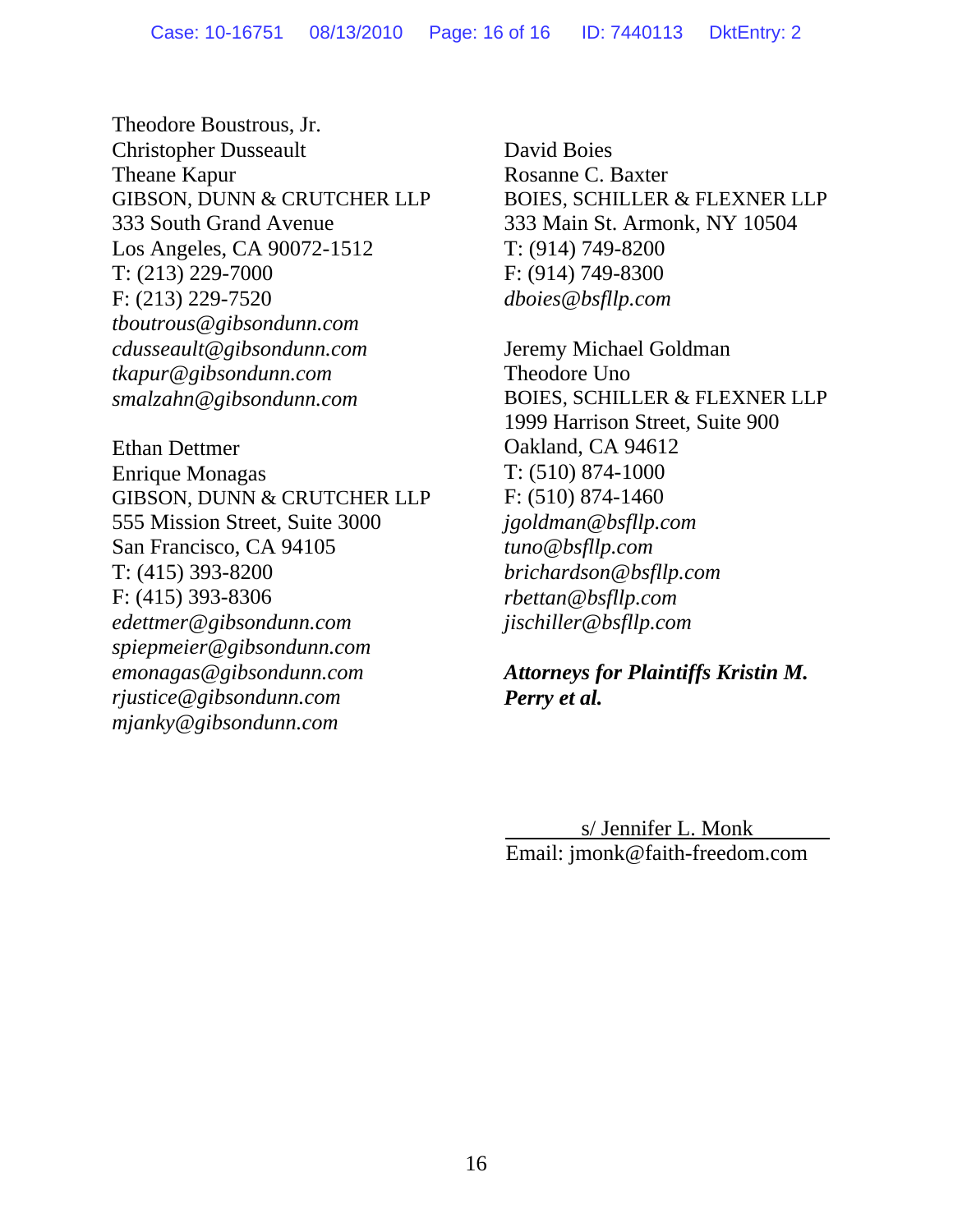Theodore Boustrous, Jr.
Christopher Dusseault
Theane Kapur
GIBSON, DUNN & CRUTCHER LLP
333 South Grand Avenue
Los Angeles, CA 90072-1512
T: (213) 229-7000
F: (213) 229-7520
*tboutrous@gibsondunn.com*
*cdusseault@gibsondunn.com*
*tkapur@gibsondunn.com*
*smalzahn@gibsondunn.com*

Ethan Dettmer
Enrique Monagas
GIBSON, DUNN & CRUTCHER LLP
555 Mission Street, Suite 3000
San Francisco, CA 94105
T: (415) 393-8200
F: (415) 393-8306
*edettmer@gibsondunn.com*
*spiepmeier@gibsondunn.com*
*emonagas@gibsondunn.com*
*rjustice@gibsondunn.com*
*mjanky@gibsondunn.com*

David Boies
Rosanne C. Baxter
BOIES, SCHILLER & FLEXNER LLP
333 Main St. Armonk, NY 10504
T: (914) 749-8200
F: (914) 749-8300
*dboies@bsfllp.com*

Jeremy Michael Goldman
Theodore Uno
BOIES, SCHILLER & FLEXNER LLP
1999 Harrison Street, Suite 900
Oakland, CA 94612
T: (510) 874-1000
F: (510) 874-1460
*jgoldman@bsfllp.com*
*tuno@bsfllp.com*
*brichardson@bsfllp.com*
*rbettan@bsfllp.com*
*jischiller@bsfllp.com*

***Attorneys for Plaintiffs Kristin M. Perry et al.***

s/ Jennifer L. Monk
Email: jmonk@faith-freedom.com